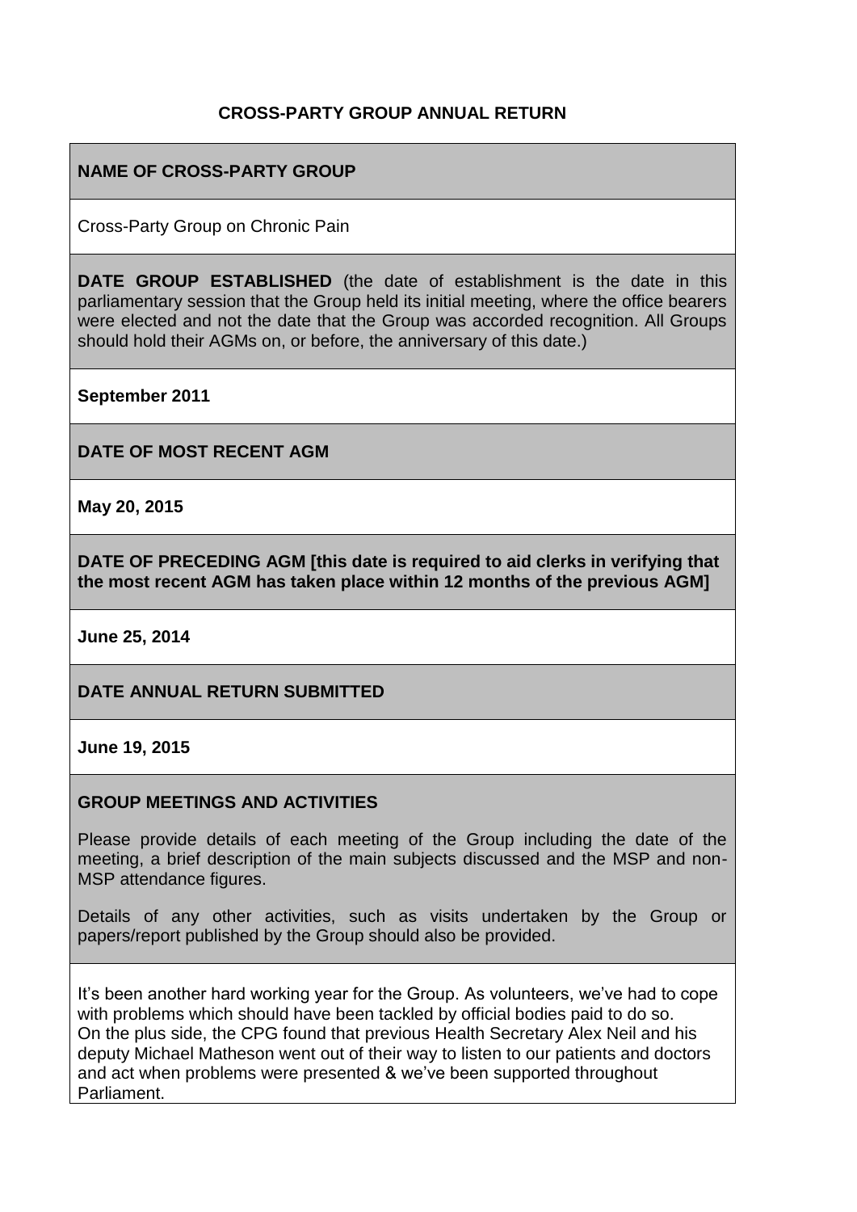# CROSS-PARTY GROUP ANNUAL RETURN

**NAME OF CROSS-PARTY GROUP**

Cross-Party Group on Chronic Pain

**DATE GROUP ESTABLISHED** (the date of establishment is the date in this parliamentary session that the Group held its initial meeting, where the office bearers were elected and not the date that the Group was accorded recognition. All Groups should hold their AGMs on, or before, the anniversary of this date.)

**September 2011**

**DATE OF MOST RECENT AGM**

**May 20, 2015**

**DATE OF PRECEDING AGM [this date is required to aid clerks in verifying that the most recent AGM has taken place within 12 months of the previous AGM]**

**June 25, 2014**

**DATE ANNUAL RETURN SUBMITTED**

**June 19, 2015**

**GROUP MEETINGS AND ACTIVITIES**

Please provide details of each meeting of the Group including the date of the meeting, a brief description of the main subjects discussed and the MSP and non-MSP attendance figures.

Details of any other activities, such as visits undertaken by the Group or papers/report published by the Group should also be provided.

It's been another hard working year for the Group. As volunteers, we've had to cope with problems which should have been tackled by official bodies paid to do so.
On the plus side, the CPG found that previous Health Secretary Alex Neil and his deputy Michael Matheson went out of their way to listen to our patients and doctors and act when problems were presented & we've been supported throughout Parliament.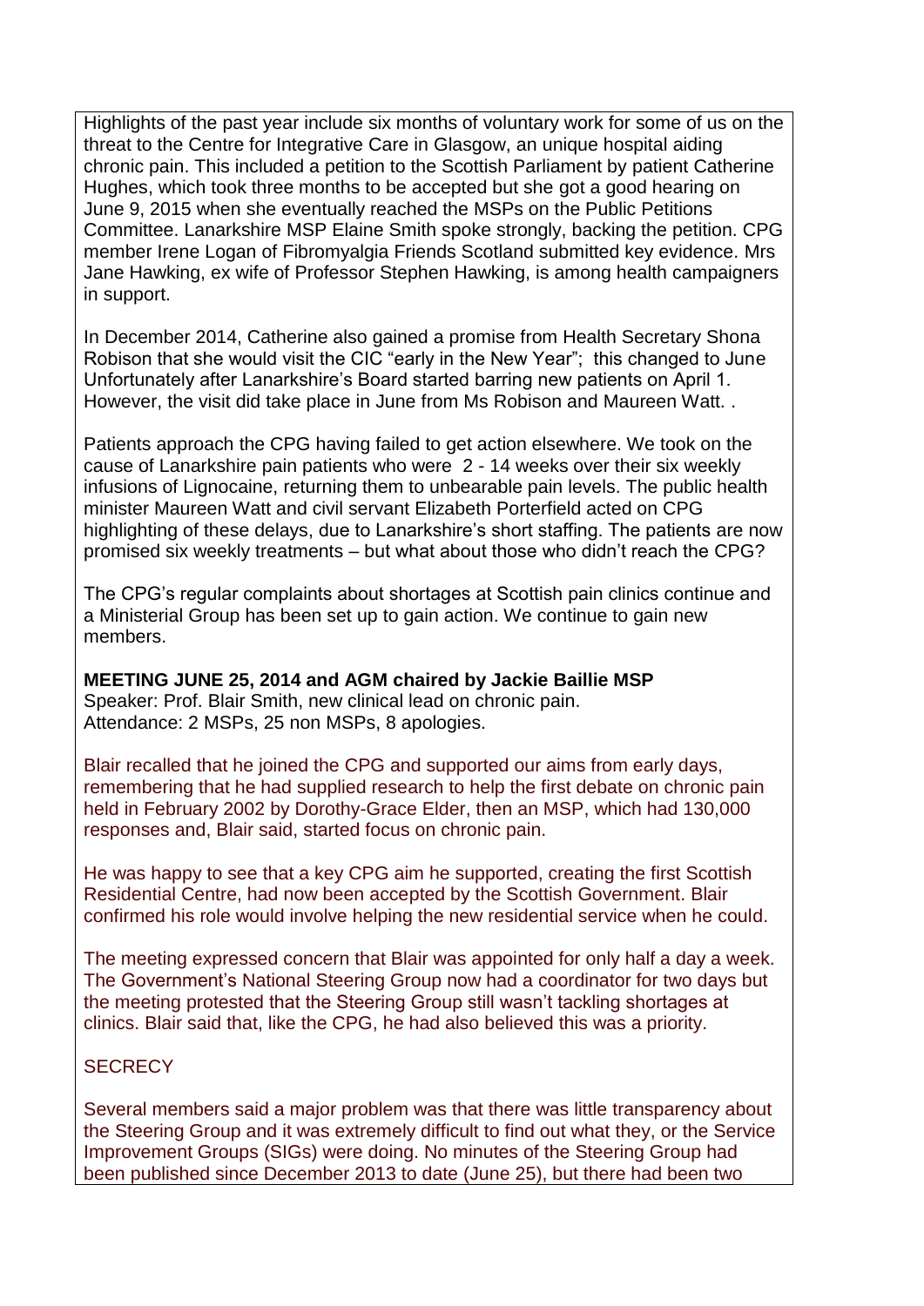Highlights of the past year include six months of voluntary work for some of us on the threat to the Centre for Integrative Care in Glasgow, an unique hospital aiding chronic pain. This included a petition to the Scottish Parliament by patient Catherine Hughes, which took three months to be accepted but she got a good hearing on June 9, 2015 when she eventually reached the MSPs on the Public Petitions Committee. Lanarkshire MSP Elaine Smith spoke strongly, backing the petition. CPG member Irene Logan of Fibromyalgia Friends Scotland submitted key evidence. Mrs Jane Hawking, ex wife of Professor Stephen Hawking, is among health campaigners in support.

In December 2014, Catherine also gained a promise from Health Secretary Shona Robison that she would visit the CIC "early in the New Year"; this changed to June Unfortunately after Lanarkshire's Board started barring new patients on April 1. However, the visit did take place in June from Ms Robison and Maureen Watt. .

Patients approach the CPG having failed to get action elsewhere. We took on the cause of Lanarkshire pain patients who were 2 - 14 weeks over their six weekly infusions of Lignocaine, returning them to unbearable pain levels. The public health minister Maureen Watt and civil servant Elizabeth Porterfield acted on CPG highlighting of these delays, due to Lanarkshire's short staffing. The patients are now promised six weekly treatments – but what about those who didn't reach the CPG?

The CPG's regular complaints about shortages at Scottish pain clinics continue and a Ministerial Group has been set up to gain action. We continue to gain new members.

**MEETING JUNE 25, 2014 and AGM chaired by Jackie Baillie MSP**
Speaker: Prof. Blair Smith, new clinical lead on chronic pain.
Attendance: 2 MSPs, 25 non MSPs, 8 apologies.

Blair recalled that he joined the CPG and supported our aims from early days, remembering that he had supplied research to help the first debate on chronic pain held in February 2002 by Dorothy-Grace Elder, then an MSP, which had 130,000 responses and, Blair said, started focus on chronic pain.

He was happy to see that a key CPG aim he supported, creating the first Scottish Residential Centre, had now been accepted by the Scottish Government. Blair confirmed his role would involve helping the new residential service when he could.

The meeting expressed concern that Blair was appointed for only half a day a week. The Government's National Steering Group now had a coordinator for two days but the meeting protested that the Steering Group still wasn't tackling shortages at clinics. Blair said that, like the CPG, he had also believed this was a priority.

SECRECY

Several members said a major problem was that there was little transparency about the Steering Group and it was extremely difficult to find out what they, or the Service Improvement Groups (SIGs) were doing. No minutes of the Steering Group had been published since December 2013 to date (June 25), but there had been two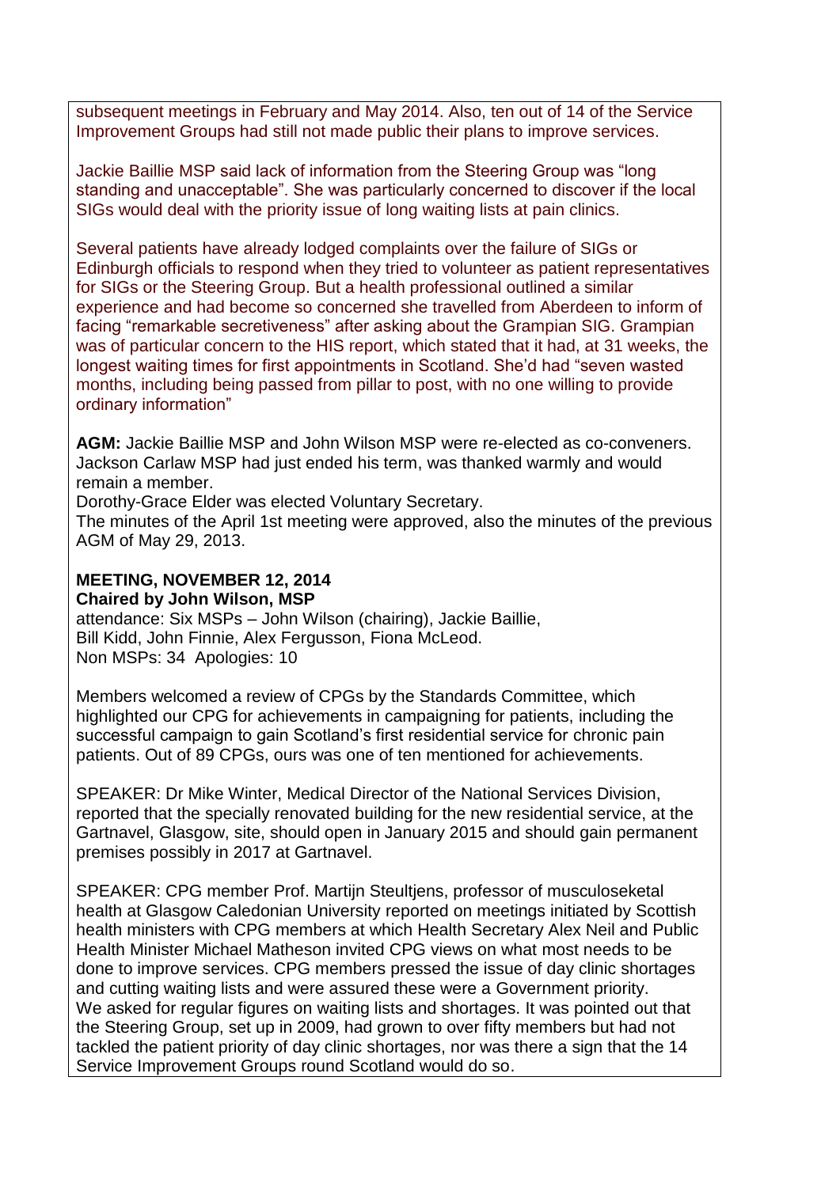subsequent meetings in February and May 2014. Also, ten out of 14 of the Service Improvement Groups had still not made public their plans to improve services.

Jackie Baillie MSP said lack of information from the Steering Group was "long standing and unacceptable". She was particularly concerned to discover if the local SIGs would deal with the priority issue of long waiting lists at pain clinics.

Several patients have already lodged complaints over the failure of SIGs or Edinburgh officials to respond when they tried to volunteer as patient representatives for SIGs or the Steering Group. But a health professional outlined a similar experience and had become so concerned she travelled from Aberdeen to inform of facing "remarkable secretiveness" after asking about the Grampian SIG. Grampian was of particular concern to the HIS report, which stated that it had, at 31 weeks, the longest waiting times for first appointments in Scotland. She'd had "seven wasted months, including being passed from pillar to post, with no one willing to provide ordinary information"

**AGM:** Jackie Baillie MSP and John Wilson MSP were re-elected as co-conveners. Jackson Carlaw MSP had just ended his term, was thanked warmly and would remain a member.
Dorothy-Grace Elder was elected Voluntary Secretary.
The minutes of the April 1st meeting were approved, also the minutes of the previous AGM of May 29, 2013.

**MEETING, NOVEMBER 12, 2014**
**Chaired by John Wilson, MSP**
attendance: Six MSPs – John Wilson (chairing), Jackie Baillie, Bill Kidd, John Finnie, Alex Fergusson, Fiona McLeod.
Non MSPs: 34 Apologies: 10

Members welcomed a review of CPGs by the Standards Committee, which highlighted our CPG for achievements in campaigning for patients, including the successful campaign to gain Scotland's first residential service for chronic pain patients. Out of 89 CPGs, ours was one of ten mentioned for achievements.

SPEAKER: Dr Mike Winter, Medical Director of the National Services Division, reported that the specially renovated building for the new residential service, at the Gartnavel, Glasgow, site, should open in January 2015 and should gain permanent premises possibly in 2017 at Gartnavel.

SPEAKER: CPG member Prof. Martijn Steultjens, professor of musculoseketal health at Glasgow Caledonian University reported on meetings initiated by Scottish health ministers with CPG members at which Health Secretary Alex Neil and Public Health Minister Michael Matheson invited CPG views on what most needs to be done to improve services. CPG members pressed the issue of day clinic shortages and cutting waiting lists and were assured these were a Government priority.
We asked for regular figures on waiting lists and shortages. It was pointed out that the Steering Group, set up in 2009, had grown to over fifty members but had not tackled the patient priority of day clinic shortages, nor was there a sign that the 14 Service Improvement Groups round Scotland would do so.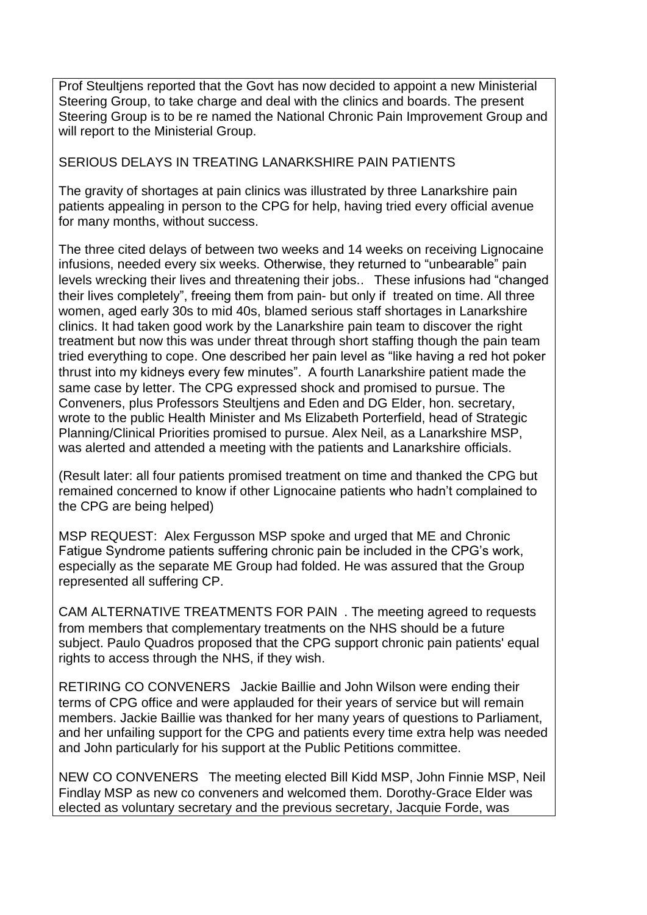Prof Steultjens reported that the Govt has now decided to appoint a new Ministerial Steering Group, to take charge and deal with the clinics and boards. The present Steering Group is to be re named the National Chronic Pain Improvement Group and will report to the Ministerial Group.

SERIOUS DELAYS IN TREATING LANARKSHIRE PAIN PATIENTS

The gravity of shortages at pain clinics was illustrated by three Lanarkshire pain patients appealing in person to the CPG for help, having tried every official avenue for many months, without success.

The three cited delays of between two weeks and 14 weeks on receiving Lignocaine infusions, needed every six weeks. Otherwise, they returned to "unbearable" pain levels wrecking their lives and threatening their jobs.. These infusions had "changed their lives completely", freeing them from pain- but only if treated on time. All three women, aged early 30s to mid 40s, blamed serious staff shortages in Lanarkshire clinics. It had taken good work by the Lanarkshire pain team to discover the right treatment but now this was under threat through short staffing though the pain team tried everything to cope. One described her pain level as "like having a red hot poker thrust into my kidneys every few minutes". A fourth Lanarkshire patient made the same case by letter. The CPG expressed shock and promised to pursue. The Conveners, plus Professors Steultjens and Eden and DG Elder, hon. secretary, wrote to the public Health Minister and Ms Elizabeth Porterfield, head of Strategic Planning/Clinical Priorities promised to pursue. Alex Neil, as a Lanarkshire MSP, was alerted and attended a meeting with the patients and Lanarkshire officials.

(Result later: all four patients promised treatment on time and thanked the CPG but remained concerned to know if other Lignocaine patients who hadn't complained to the CPG are being helped)

MSP REQUEST: Alex Fergusson MSP spoke and urged that ME and Chronic Fatigue Syndrome patients suffering chronic pain be included in the CPG's work, especially as the separate ME Group had folded. He was assured that the Group represented all suffering CP.

CAM ALTERNATIVE TREATMENTS FOR PAIN . The meeting agreed to requests from members that complementary treatments on the NHS should be a future subject. Paulo Quadros proposed that the CPG support chronic pain patients' equal rights to access through the NHS, if they wish.

RETIRING CO CONVENERS Jackie Baillie and John Wilson were ending their terms of CPG office and were applauded for their years of service but will remain members. Jackie Baillie was thanked for her many years of questions to Parliament, and her unfailing support for the CPG and patients every time extra help was needed and John particularly for his support at the Public Petitions committee.

NEW CO CONVENERS The meeting elected Bill Kidd MSP, John Finnie MSP, Neil Findlay MSP as new co conveners and welcomed them. Dorothy-Grace Elder was elected as voluntary secretary and the previous secretary, Jacquie Forde, was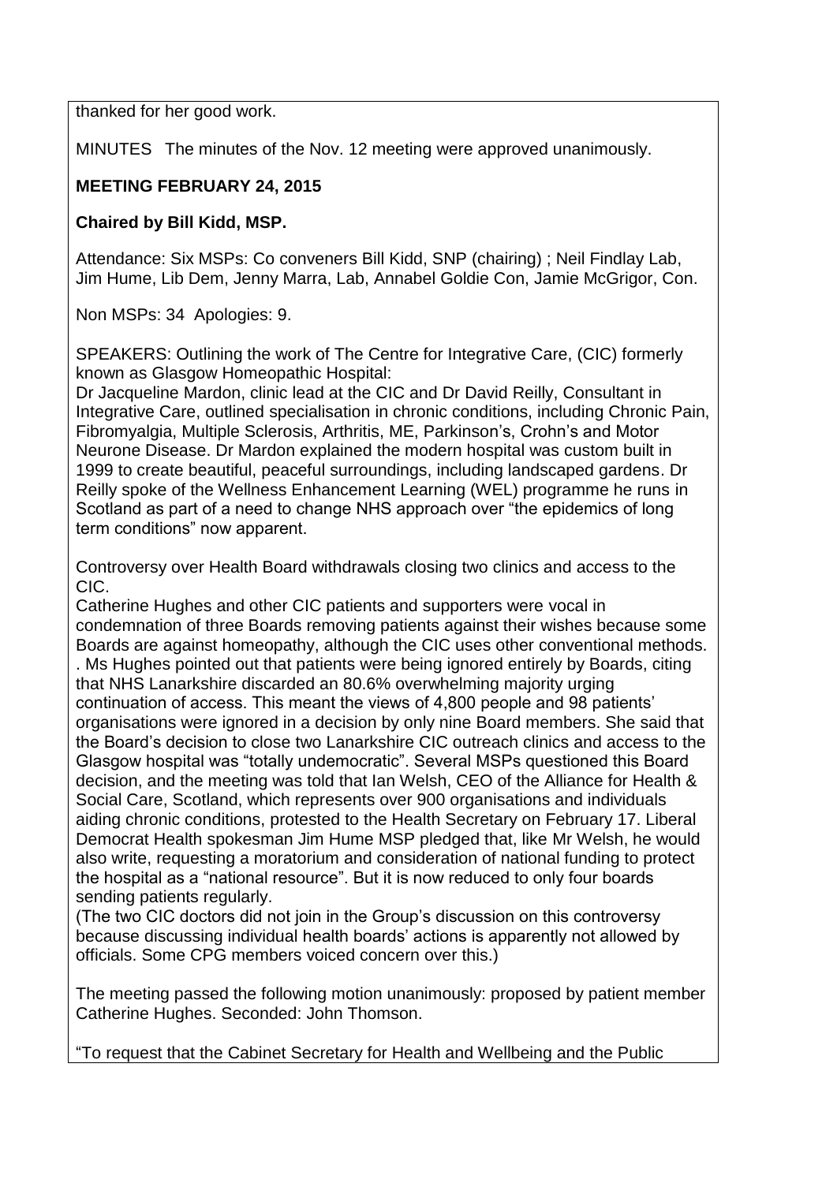thanked for her good work.

MINUTES The minutes of the Nov. 12 meeting were approved unanimously.

**MEETING FEBRUARY 24, 2015**

**Chaired by Bill Kidd, MSP.**

Attendance: Six MSPs: Co conveners Bill Kidd, SNP (chairing) ; Neil Findlay Lab, Jim Hume, Lib Dem, Jenny Marra, Lab, Annabel Goldie Con, Jamie McGrigor, Con.

Non MSPs: 34 Apologies: 9.

SPEAKERS: Outlining the work of The Centre for Integrative Care, (CIC) formerly known as Glasgow Homeopathic Hospital:
Dr Jacqueline Mardon, clinic lead at the CIC and Dr David Reilly, Consultant in Integrative Care, outlined specialisation in chronic conditions, including Chronic Pain, Fibromyalgia, Multiple Sclerosis, Arthritis, ME, Parkinson's, Crohn's and Motor Neurone Disease. Dr Mardon explained the modern hospital was custom built in 1999 to create beautiful, peaceful surroundings, including landscaped gardens. Dr Reilly spoke of the Wellness Enhancement Learning (WEL) programme he runs in Scotland as part of a need to change NHS approach over "the epidemics of long term conditions" now apparent.

Controversy over Health Board withdrawals closing two clinics and access to the CIC.
Catherine Hughes and other CIC patients and supporters were vocal in condemnation of three Boards removing patients against their wishes because some Boards are against homeopathy, although the CIC uses other conventional methods. . Ms Hughes pointed out that patients were being ignored entirely by Boards, citing that NHS Lanarkshire discarded an 80.6% overwhelming majority urging continuation of access. This meant the views of 4,800 people and 98 patients' organisations were ignored in a decision by only nine Board members. She said that the Board's decision to close two Lanarkshire CIC outreach clinics and access to the Glasgow hospital was "totally undemocratic". Several MSPs questioned this Board decision, and the meeting was told that Ian Welsh, CEO of the Alliance for Health & Social Care, Scotland, which represents over 900 organisations and individuals aiding chronic conditions, protested to the Health Secretary on February 17. Liberal Democrat Health spokesman Jim Hume MSP pledged that, like Mr Welsh, he would also write, requesting a moratorium and consideration of national funding to protect the hospital as a "national resource". But it is now reduced to only four boards sending patients regularly.
(The two CIC doctors did not join in the Group's discussion on this controversy because discussing individual health boards' actions is apparently not allowed by officials. Some CPG members voiced concern over this.)

The meeting passed the following motion unanimously: proposed by patient member Catherine Hughes. Seconded: John Thomson.

"To request that the Cabinet Secretary for Health and Wellbeing and the Public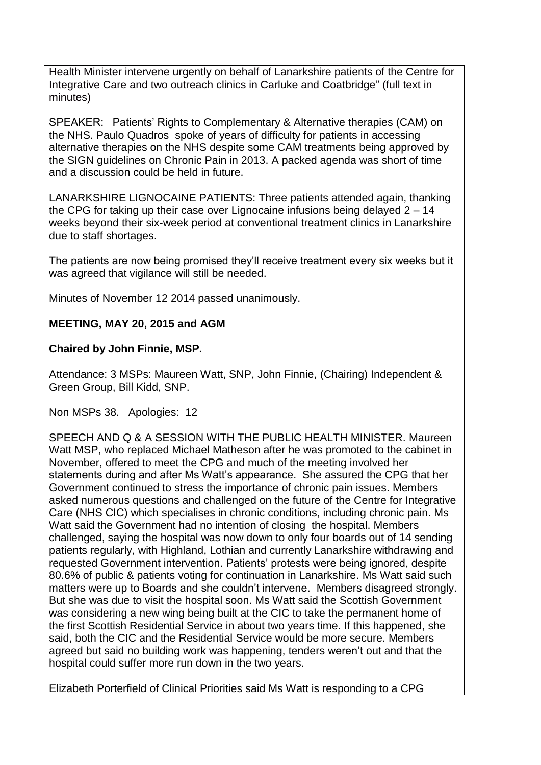Health Minister intervene urgently on behalf of Lanarkshire patients of the Centre for Integrative Care and two outreach clinics in Carluke and Coatbridge" (full text in minutes)

SPEAKER: Patients' Rights to Complementary & Alternative therapies (CAM) on the NHS. Paulo Quadros spoke of years of difficulty for patients in accessing alternative therapies on the NHS despite some CAM treatments being approved by the SIGN guidelines on Chronic Pain in 2013. A packed agenda was short of time and a discussion could be held in future.

LANARKSHIRE LIGNOCAINE PATIENTS: Three patients attended again, thanking the CPG for taking up their case over Lignocaine infusions being delayed 2 – 14 weeks beyond their six-week period at conventional treatment clinics in Lanarkshire due to staff shortages.

The patients are now being promised they'll receive treatment every six weeks but it was agreed that vigilance will still be needed.

Minutes of November 12 2014 passed unanimously.

**MEETING, MAY 20, 2015 and AGM**

**Chaired by John Finnie, MSP.**

Attendance: 3 MSPs: Maureen Watt, SNP, John Finnie, (Chairing) Independent & Green Group, Bill Kidd, SNP.

Non MSPs 38. Apologies: 12

SPEECH AND Q & A SESSION WITH THE PUBLIC HEALTH MINISTER. Maureen Watt MSP, who replaced Michael Matheson after he was promoted to the cabinet in November, offered to meet the CPG and much of the meeting involved her statements during and after Ms Watt's appearance. She assured the CPG that her Government continued to stress the importance of chronic pain issues. Members asked numerous questions and challenged on the future of the Centre for Integrative Care (NHS CIC) which specialises in chronic conditions, including chronic pain. Ms Watt said the Government had no intention of closing the hospital. Members challenged, saying the hospital was now down to only four boards out of 14 sending patients regularly, with Highland, Lothian and currently Lanarkshire withdrawing and requested Government intervention. Patients' protests were being ignored, despite 80.6% of public & patients voting for continuation in Lanarkshire. Ms Watt said such matters were up to Boards and she couldn't intervene. Members disagreed strongly. But she was due to visit the hospital soon. Ms Watt said the Scottish Government was considering a new wing being built at the CIC to take the permanent home of the first Scottish Residential Service in about two years time. If this happened, she said, both the CIC and the Residential Service would be more secure. Members agreed but said no building work was happening, tenders weren't out and that the hospital could suffer more run down in the two years.

Elizabeth Porterfield of Clinical Priorities said Ms Watt is responding to a CPG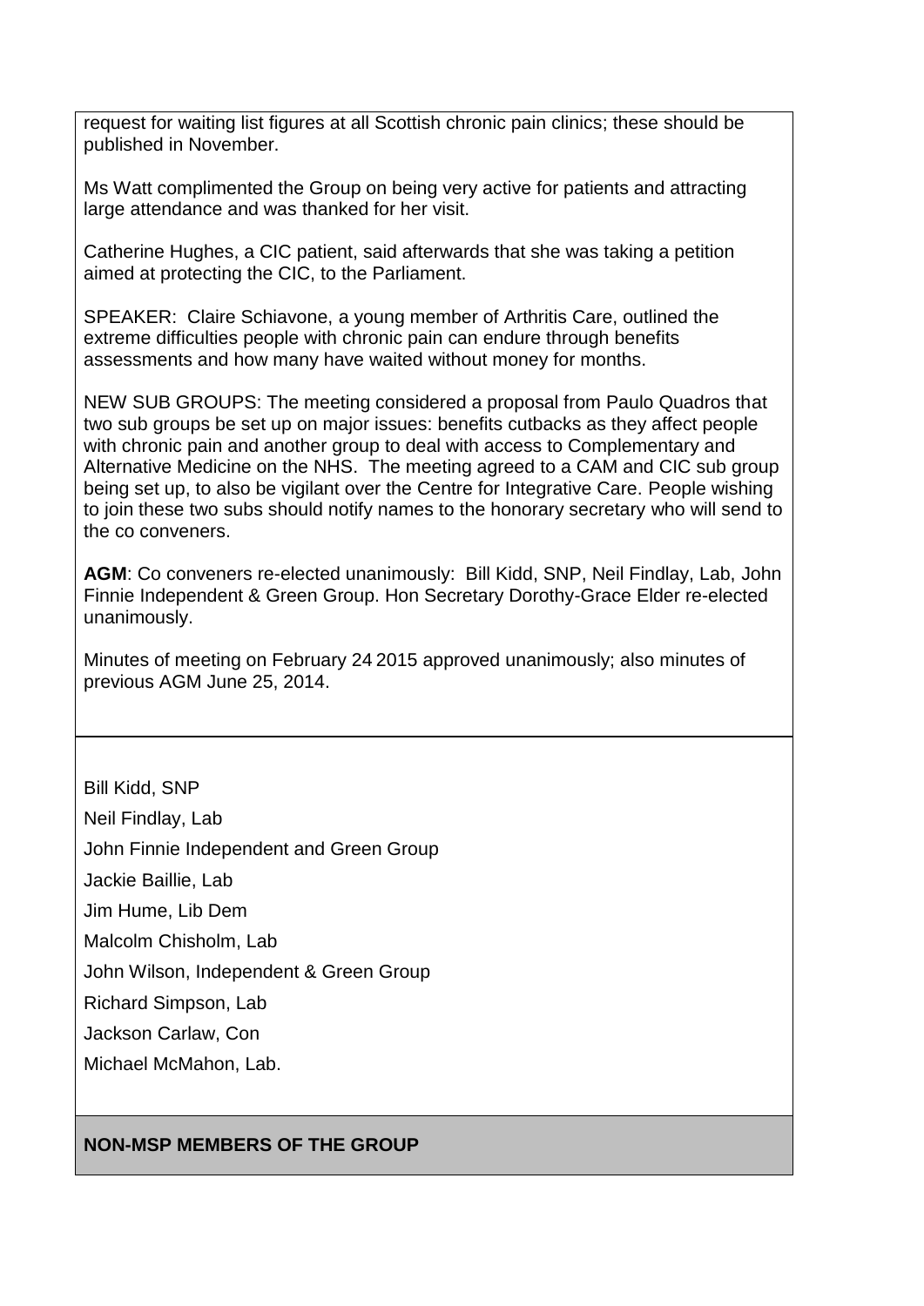request for waiting list figures at all Scottish chronic pain clinics; these should be published in November.

Ms Watt complimented the Group on being very active for patients and attracting large attendance and was thanked for her visit.

Catherine Hughes, a CIC patient, said afterwards that she was taking a petition aimed at protecting the CIC, to the Parliament.

SPEAKER: Claire Schiavone, a young member of Arthritis Care, outlined the extreme difficulties people with chronic pain can endure through benefits assessments and how many have waited without money for months.

NEW SUB GROUPS: The meeting considered a proposal from Paulo Quadros that two sub groups be set up on major issues: benefits cutbacks as they affect people with chronic pain and another group to deal with access to Complementary and Alternative Medicine on the NHS. The meeting agreed to a CAM and CIC sub group being set up, to also be vigilant over the Centre for Integrative Care. People wishing to join these two subs should notify names to the honorary secretary who will send to the co conveners.

**AGM**: Co conveners re-elected unanimously: Bill Kidd, SNP, Neil Findlay, Lab, John Finnie Independent & Green Group. Hon Secretary Dorothy-Grace Elder re-elected unanimously.

Minutes of meeting on February 24 2015 approved unanimously; also minutes of previous AGM June 25, 2014.

Bill Kidd, SNP

Neil Findlay, Lab

John Finnie Independent and Green Group

Jackie Baillie, Lab

Jim Hume, Lib Dem

Malcolm Chisholm, Lab

John Wilson, Independent & Green Group

Richard Simpson, Lab

Jackson Carlaw, Con

Michael McMahon, Lab.

**NON-MSP MEMBERS OF THE GROUP**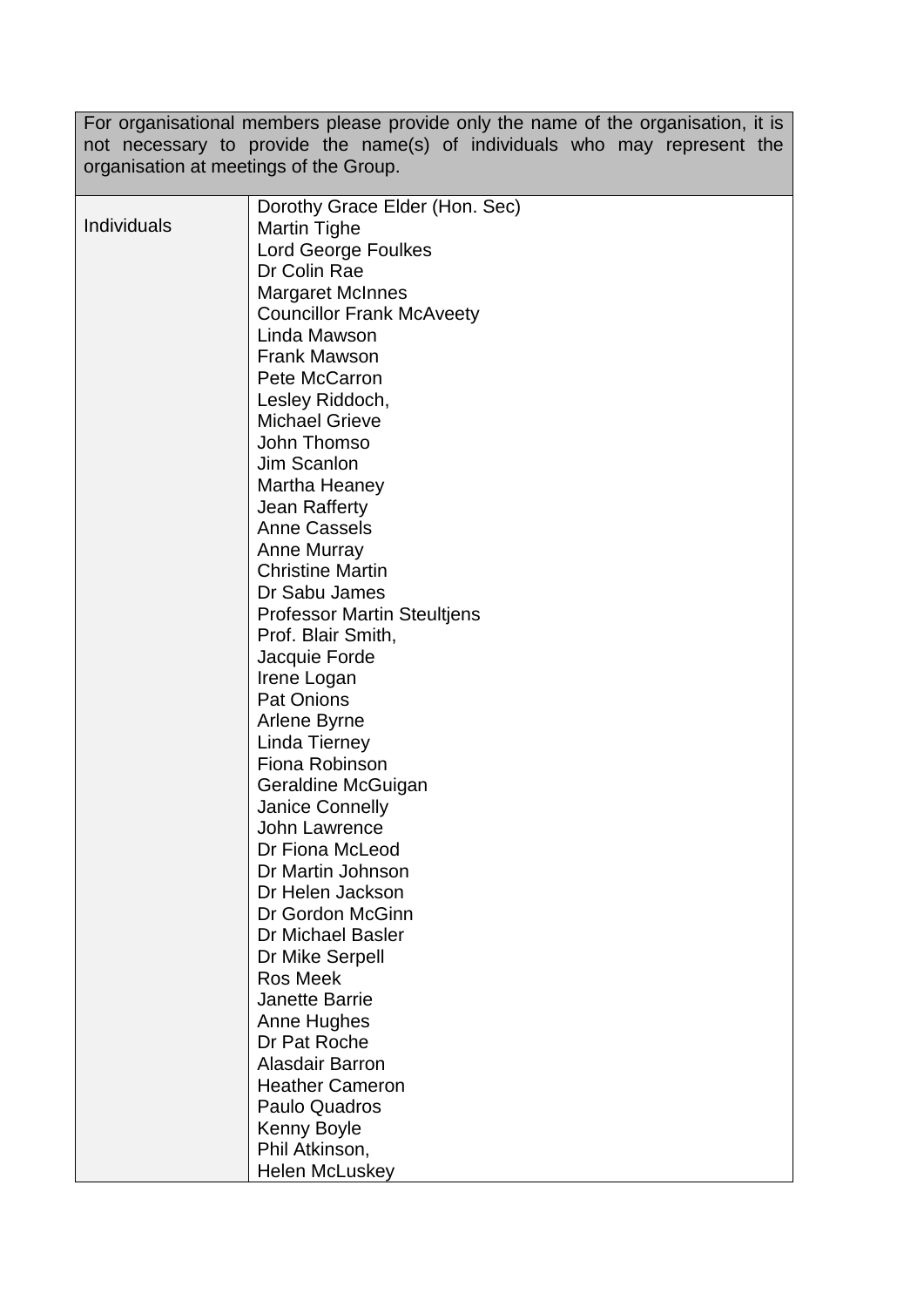| For organisational members please provide only the name of the organisation, it is not necessary to provide the name(s) of individuals who may represent the organisation at meetings of the Group. | |
|---|---|
| Individuals | Dorothy Grace Elder (Hon. Sec)<br>Martin Tighe<br>Lord George Foulkes<br>Dr Colin Rae<br>Margaret McInnes<br>Councillor Frank McAveety<br>Linda Mawson<br>Frank Mawson<br>Pete McCarron<br>Lesley Riddoch,<br>Michael Grieve<br>John Thomso<br>Jim Scanlon<br>Martha Heaney<br>Jean Rafferty<br>Anne Cassels<br>Anne Murray<br>Christine Martin<br>Dr Sabu James<br>Professor Martin Steultjens<br>Prof. Blair Smith,<br>Jacquie Forde<br>Irene Logan<br>Pat Onions<br>Arlene Byrne<br>Linda Tierney<br>Fiona Robinson<br>Geraldine McGuigan<br>Janice Connelly<br>John Lawrence<br>Dr Fiona McLeod<br>Dr Martin Johnson<br>Dr Helen Jackson<br>Dr Gordon McGinn<br>Dr Michael Basler<br>Dr Mike Serpell<br>Ros Meek<br>Janette Barrie<br>Anne Hughes<br>Dr Pat Roche<br>Alasdair Barron<br>Heather Cameron<br>Paulo Quadros<br>Kenny Boyle<br>Phil Atkinson,<br>Helen McLuskey |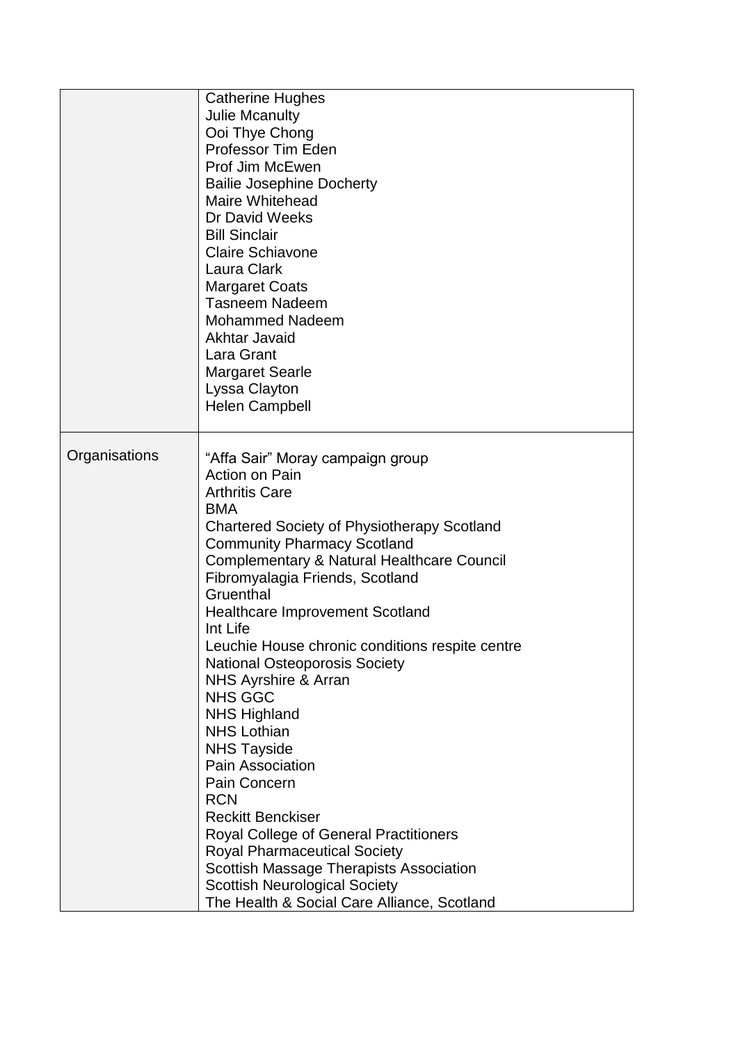| | |
|---|---|
| | Catherine Hughes<br>Julie Mcanulty<br>Ooi Thye Chong<br>Professor Tim Eden<br>Prof Jim McEwen<br>Bailie Josephine Docherty<br>Maire Whitehead<br>Dr David Weeks<br>Bill Sinclair<br>Claire Schiavone<br>Laura Clark<br>Margaret Coats<br>Tasneem Nadeem<br>Mohammed Nadeem<br>Akhtar Javaid<br>Lara Grant<br>Margaret Searle<br>Lyssa Clayton<br>Helen Campbell |
| Organisations | "Affa Sair" Moray campaign group<br>Action on Pain<br>Arthritis Care<br>BMA<br>Chartered Society of Physiotherapy Scotland<br>Community Pharmacy Scotland<br>Complementary & Natural Healthcare Council<br>Fibromyalagia Friends, Scotland<br>Gruenthal<br>Healthcare Improvement Scotland<br>Int Life<br>Leuchie House chronic conditions respite centre<br>National Osteoporosis Society<br>NHS Ayrshire & Arran<br>NHS GGC<br>NHS Highland<br>NHS Lothian<br>NHS Tayside<br>Pain Association<br>Pain Concern<br>RCN<br>Reckitt Benckiser<br>Royal College of General Practitioners<br>Royal Pharmaceutical Society<br>Scottish Massage Therapists Association<br>Scottish Neurological Society<br>The Health & Social Care Alliance, Scotland |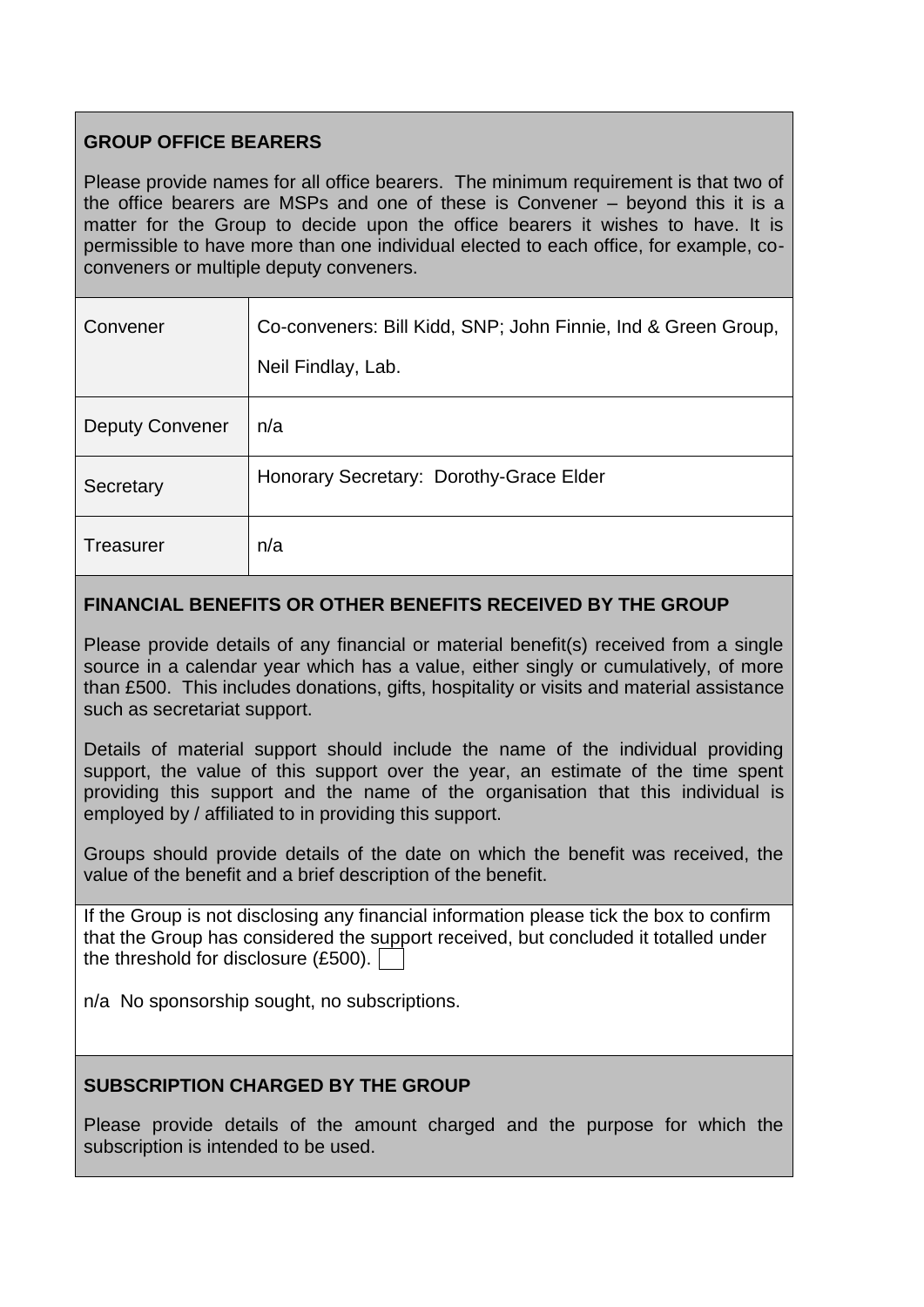## GROUP OFFICE BEARERS

Please provide names for all office bearers. The minimum requirement is that two of the office bearers are MSPs and one of these is Convener – beyond this it is a matter for the Group to decide upon the office bearers it wishes to have. It is permissible to have more than one individual elected to each office, for example, co-conveners or multiple deputy conveners.

| | |
|---|---|
| Convener | Co-conveners: Bill Kidd, SNP; John Finnie, Ind & Green Group, Neil Findlay, Lab. |
| Deputy Convener | n/a |
| Secretary | Honorary Secretary: Dorothy-Grace Elder |
| Treasurer | n/a |

## FINANCIAL BENEFITS OR OTHER BENEFITS RECEIVED BY THE GROUP

Please provide details of any financial or material benefit(s) received from a single source in a calendar year which has a value, either singly or cumulatively, of more than £500. This includes donations, gifts, hospitality or visits and material assistance such as secretariat support.

Details of material support should include the name of the individual providing support, the value of this support over the year, an estimate of the time spent providing this support and the name of the organisation that this individual is employed by / affiliated to in providing this support.

Groups should provide details of the date on which the benefit was received, the value of the benefit and a brief description of the benefit.

If the Group is not disclosing any financial information please tick the box to confirm that the Group has considered the support received, but concluded it totalled under the threshold for disclosure (£500). ☐

n/a No sponsorship sought, no subscriptions.

## SUBSCRIPTION CHARGED BY THE GROUP

Please provide details of the amount charged and the purpose for which the subscription is intended to be used.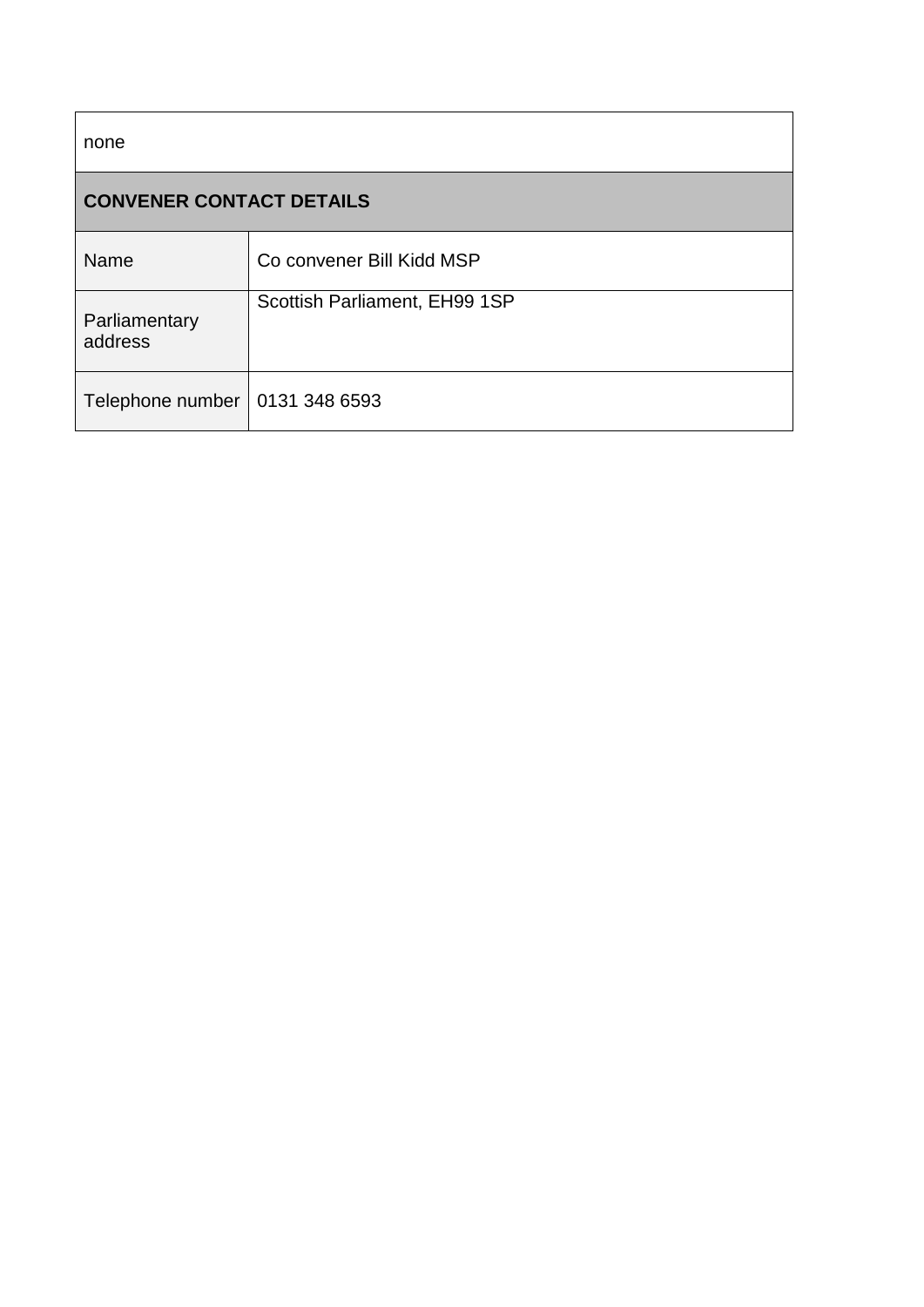| | |
|---|---|
| none | |
| **CONVENER CONTACT DETAILS** | |
| Name | Co convener Bill Kidd MSP |
| Parliamentary address | Scottish Parliament, EH99 1SP |
| Telephone number | 0131 348 6593 |